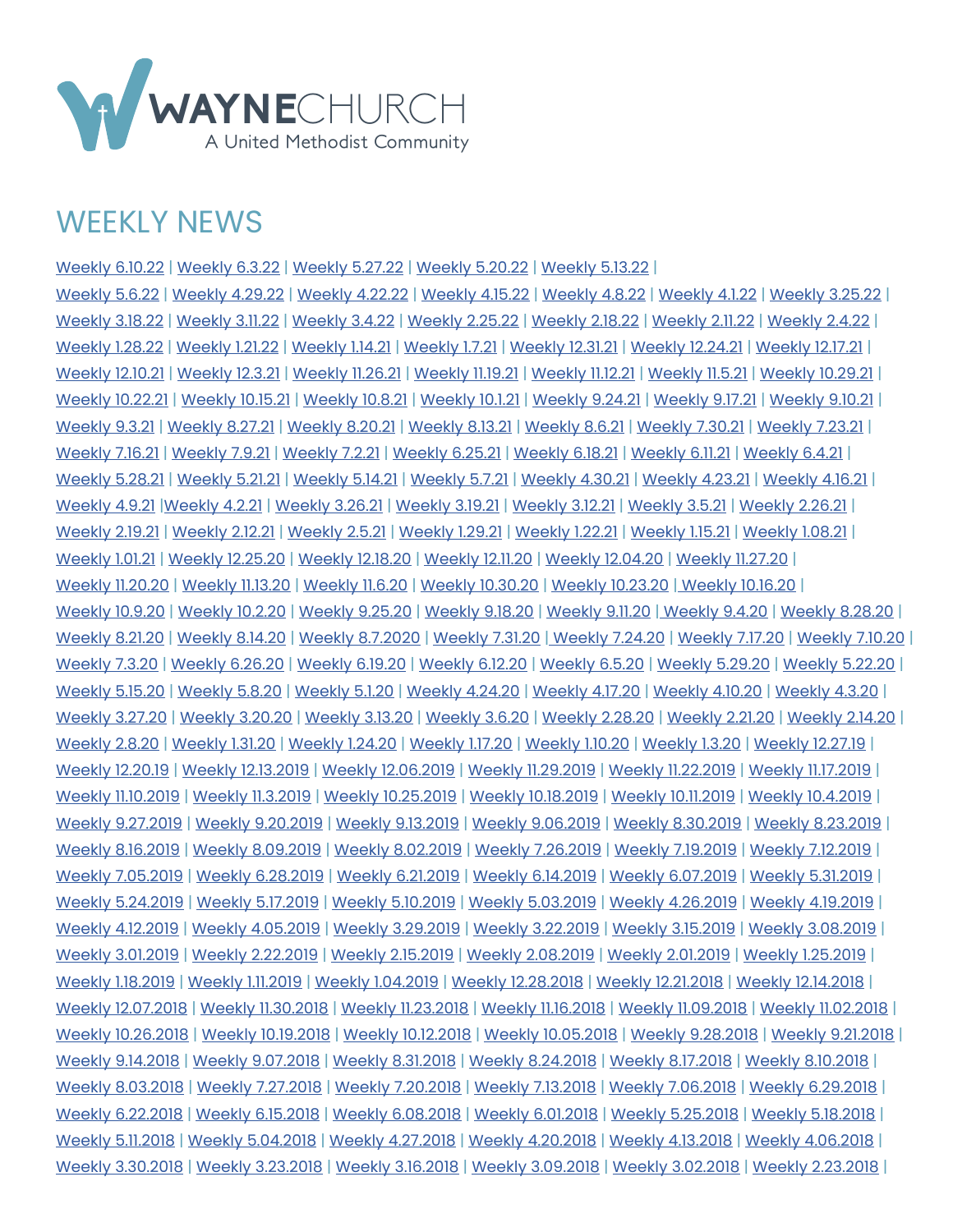WAYNECHURCH
A United Methodist Community

# WEEKLY NEWS

Weekly 6.10.22 | Weekly 6.3.22 | Weekly 5.27.22 | Weekly 5.20.22 | Weekly 5.13.22 |
Weekly 5.6.22 | Weekly 4.29.22 | Weekly 4.22.22 | Weekly 4.15.22 | Weekly 4.8.22 | Weekly 4.1.22 | Weekly 3.25.22 |
Weekly 3.18.22 | Weekly 3.11.22 | Weekly 3.4.22 | Weekly 2.25.22 | Weekly 2.18.22 | Weekly 2.11.22 | Weekly 2.4.22 |
Weekly 1.28.22 | Weekly 1.21.22 | Weekly 1.14.21 | Weekly 1.7.21 | Weekly 12.31.21 | Weekly 12.24.21 | Weekly 12.17.21 |
Weekly 12.10.21 | Weekly 12.3.21 | Weekly 11.26.21 | Weekly 11.19.21 | Weekly 11.12.21 | Weekly 11.5.21 | Weekly 10.29.21 |
Weekly 10.22.21 | Weekly 10.15.21 | Weekly 10.8.21 | Weekly 10.1.21 | Weekly 9.24.21 | Weekly 9.17.21 | Weekly 9.10.21 |
Weekly 9.3.21 | Weekly 8.27.21 | Weekly 8.20.21 | Weekly 8.13.21 | Weekly 8.6.21 | Weekly 7.30.21 | Weekly 7.23.21 |
Weekly 7.16.21 | Weekly 7.9.21 | Weekly 7.2.21 | Weekly 6.25.21 | Weekly 6.18.21 | Weekly 6.11.21 | Weekly 6.4.21 |
Weekly 5.28.21 | Weekly 5.21.21 | Weekly 5.14.21 | Weekly 5.7.21 | Weekly 4.30.21 | Weekly 4.23.21 | Weekly 4.16.21 |
Weekly 4.9.21 |Weekly 4.2.21 | Weekly 3.26.21 | Weekly 3.19.21 | Weekly 3.12.21 | Weekly 3.5.21 | Weekly 2.26.21 |
Weekly 2.19.21 | Weekly 2.12.21 | Weekly 2.5.21 | Weekly 1.29.21 | Weekly 1.22.21 | Weekly 1.15.21 | Weekly 1.08.21 |
Weekly 1.01.21 | Weekly 12.25.20 | Weekly 12.18.20 | Weekly 12.11.20 | Weekly 12.04.20 | Weekly 11.27.20 |
Weekly 11.20.20 | Weekly 11.13.20 | Weekly 11.6.20 | Weekly 10.30.20 | Weekly 10.23.20 | Weekly 10.16.20 |
Weekly 10.9.20 | Weekly 10.2.20 | Weekly 9.25.20 | Weekly 9.18.20 | Weekly 9.11.20 | Weekly 9.4.20 | Weekly 8.28.20 |
Weekly 8.21.20 | Weekly 8.14.20 | Weekly 8.7.2020 | Weekly 7.31.20 | Weekly 7.24.20 | Weekly 7.17.20 | Weekly 7.10.20 |
Weekly 7.3.20 | Weekly 6.26.20 | Weekly 6.19.20 | Weekly 6.12.20 | Weekly 6.5.20 | Weekly 5.29.20 | Weekly 5.22.20 |
Weekly 5.15.20 | Weekly 5.8.20 | Weekly 5.1.20 | Weekly 4.24.20 | Weekly 4.17.20 | Weekly 4.10.20 | Weekly 4.3.20 |
Weekly 3.27.20 | Weekly 3.20.20 | Weekly 3.13.20 | Weekly 3.6.20 | Weekly 2.28.20 | Weekly 2.21.20 | Weekly 2.14.20 |
Weekly 2.8.20 | Weekly 1.31.20 | Weekly 1.24.20 | Weekly 1.17.20 | Weekly 1.10.20 | Weekly 1.3.20 | Weekly 12.27.19 |
Weekly 12.20.19 | Weekly 12.13.2019 | Weekly 12.06.2019 | Weekly 11.29.2019 | Weekly 11.22.2019 | Weekly 11.17.2019 |
Weekly 11.10.2019 | Weekly 11.3.2019 | Weekly 10.25.2019 | Weekly 10.18.2019 | Weekly 10.11.2019 | Weekly 10.4.2019 |
Weekly 9.27.2019 | Weekly 9.20.2019 | Weekly 9.13.2019 | Weekly 9.06.2019 | Weekly 8.30.2019 | Weekly 8.23.2019 |
Weekly 8.16.2019 | Weekly 8.09.2019 | Weekly 8.02.2019 | Weekly 7.26.2019 | Weekly 7.19.2019 | Weekly 7.12.2019 |
Weekly 7.05.2019 | Weekly 6.28.2019 | Weekly 6.21.2019 | Weekly 6.14.2019 | Weekly 6.07.2019 | Weekly 5.31.2019 |
Weekly 5.24.2019 | Weekly 5.17.2019 | Weekly 5.10.2019 | Weekly 5.03.2019 | Weekly 4.26.2019 | Weekly 4.19.2019 |
Weekly 4.12.2019 | Weekly 4.05.2019 | Weekly 3.29.2019 | Weekly 3.22.2019 | Weekly 3.15.2019 | Weekly 3.08.2019 |
Weekly 3.01.2019 | Weekly 2.22.2019 | Weekly 2.15.2019 | Weekly 2.08.2019 | Weekly 2.01.2019 | Weekly 1.25.2019 |
Weekly 1.18.2019 | Weekly 1.11.2019 | Weekly 1.04.2019 | Weekly 12.28.2018 | Weekly 12.21.2018 | Weekly 12.14.2018 |
Weekly 12.07.2018 | Weekly 11.30.2018 | Weekly 11.23.2018 | Weekly 11.16.2018 | Weekly 11.09.2018 | Weekly 11.02.2018 |
Weekly 10.26.2018 | Weekly 10.19.2018 | Weekly 10.12.2018 | Weekly 10.05.2018 | Weekly 9.28.2018 | Weekly 9.21.2018 |
Weekly 9.14.2018 | Weekly 9.07.2018 | Weekly 8.31.2018 | Weekly 8.24.2018 | Weekly 8.17.2018 | Weekly 8.10.2018 |
Weekly 8.03.2018 | Weekly 7.27.2018 | Weekly 7.20.2018 | Weekly 7.13.2018 | Weekly 7.06.2018 | Weekly 6.29.2018 |
Weekly 6.22.2018 | Weekly 6.15.2018 | Weekly 6.08.2018 | Weekly 6.01.2018 | Weekly 5.25.2018 | Weekly 5.18.2018 |
Weekly 5.11.2018 | Weekly 5.04.2018 | Weekly 4.27.2018 | Weekly 4.20.2018 | Weekly 4.13.2018 | Weekly 4.06.2018 |
Weekly 3.30.2018 | Weekly 3.23.2018 | Weekly 3.16.2018 | Weekly 3.09.2018 | Weekly 3.02.2018 | Weekly 2.23.2018 |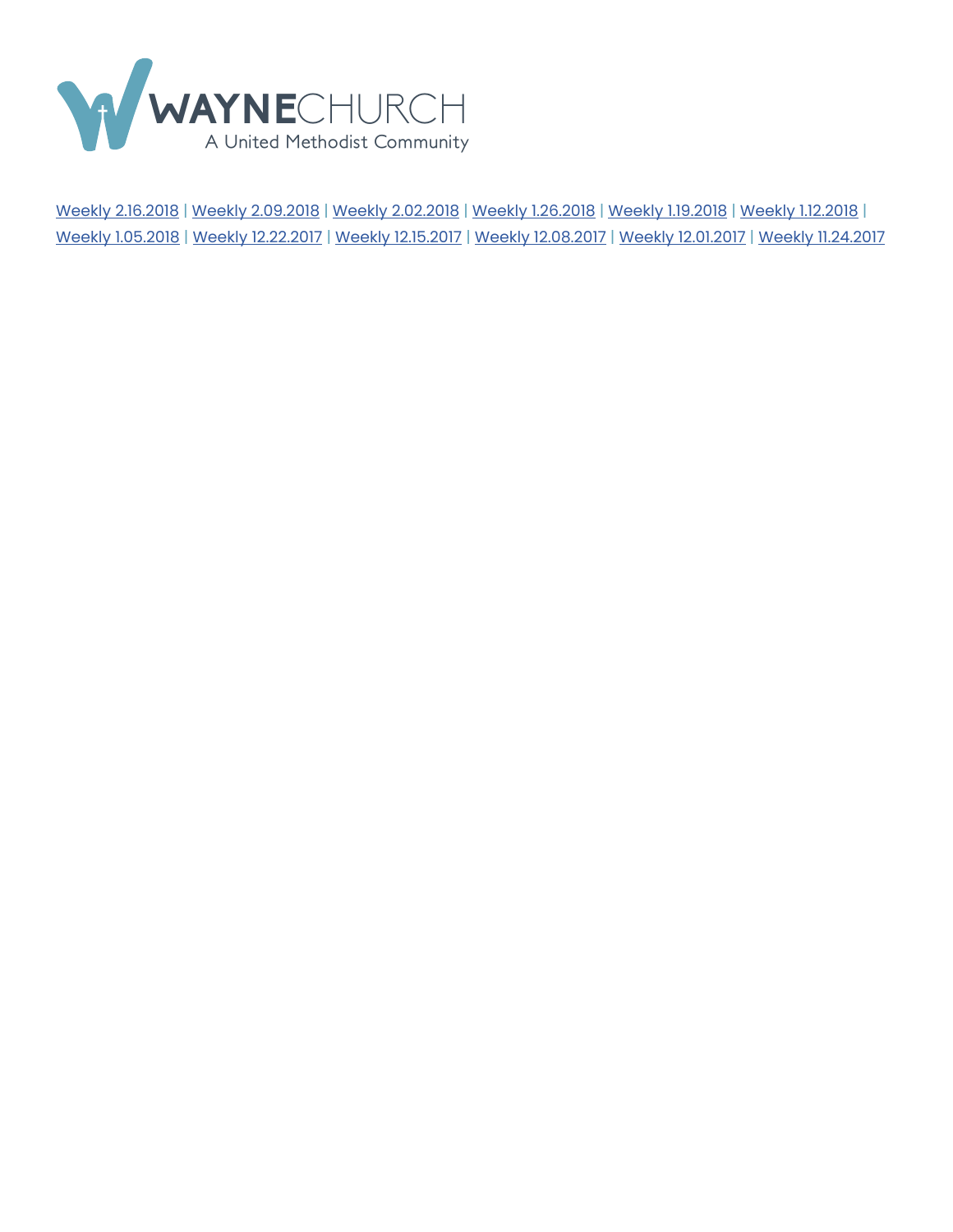WAYNECHURCH
A United Methodist Community

Weekly 2.16.2018 | Weekly 2.09.2018 | Weekly 2.02.2018 | Weekly 1.26.2018 | Weekly 1.19.2018 | Weekly 1.12.2018 | Weekly 1.05.2018 | Weekly 12.22.2017 | Weekly 12.15.2017 | Weekly 12.08.2017 | Weekly 12.01.2017 | Weekly 11.24.2017